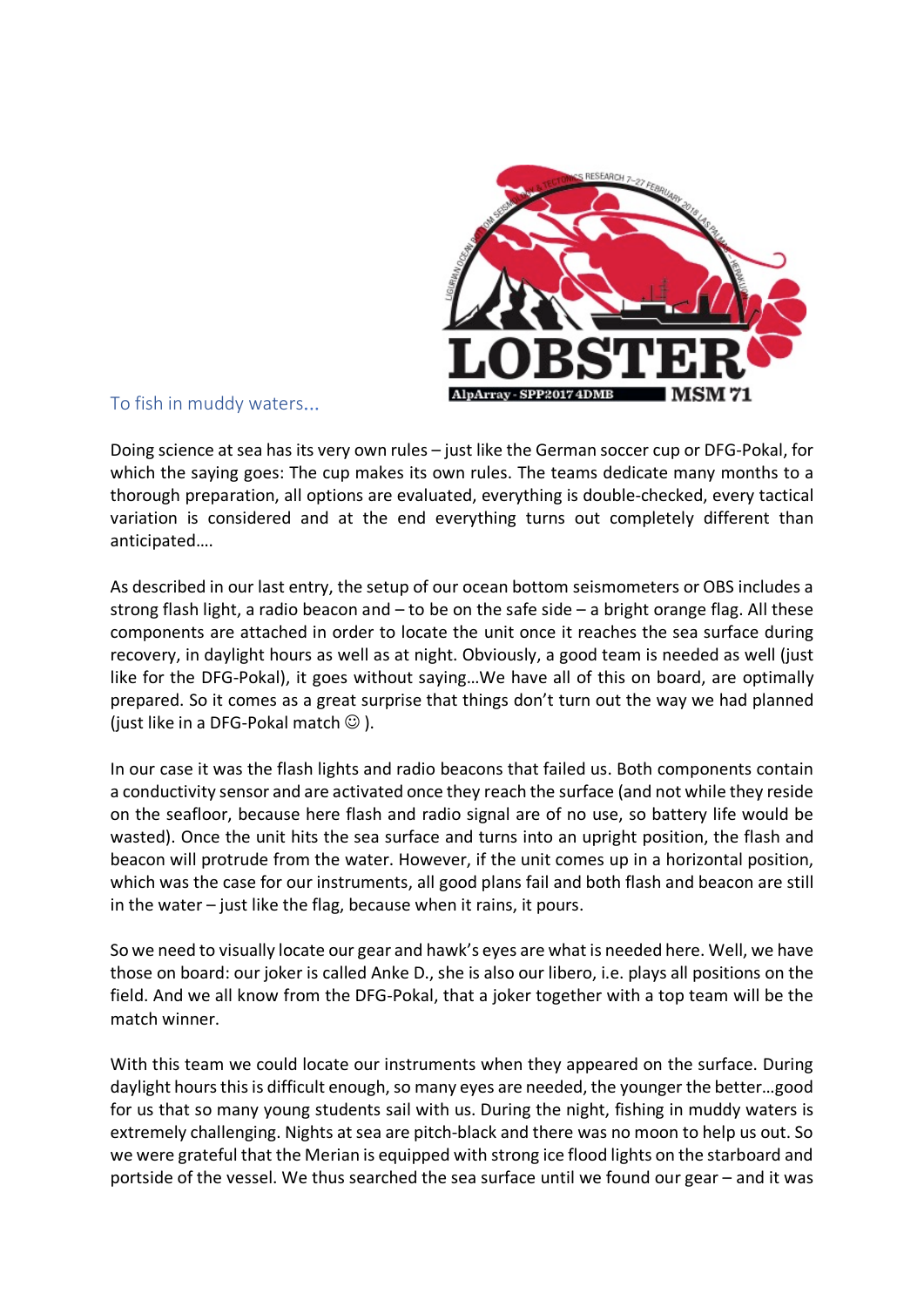## To fish in muddy waters...

Doing science at sea has its very own rules – just like the German soccer cup or DFG-Pokal, for which the saying goes: The cup makes its own rules. The teams dedicate many months to a thorough preparation, all options are evaluated, everything is double-checked, every tactical variation is considered and at the end everything turns out completely different than anticipated….

As described in our last entry, the setup of our ocean bottom seismometers or OBS includes a strong flash light, a radio beacon and – to be on the safe side – a bright orange flag. All these components are attached in order to locate the unit once it reaches the sea surface during recovery, in daylight hours as well as at night. Obviously, a good team is needed as well (just like for the DFG-Pokal), it goes without saying…We have all of this on board, are optimally prepared. So it comes as a great surprise that things don't turn out the way we had planned (just like in a DFG-Pokal match ☺ ).

In our case it was the flash lights and radio beacons that failed us. Both components contain a conductivity sensor and are activated once they reach the surface (and not while they reside on the seafloor, because here flash and radio signal are of no use, so battery life would be wasted). Once the unit hits the sea surface and turns into an upright position, the flash and beacon will protrude from the water. However, if the unit comes up in a horizontal position, which was the case for our instruments, all good plans fail and both flash and beacon are still in the water – just like the flag, because when it rains, it pours.

So we need to visually locate our gear and hawk's eyes are what is needed here. Well, we have those on board: our joker is called Anke D., she is also our libero, i.e. plays all positions on the field. And we all know from the DFG-Pokal, that a joker together with a top team will be the match winner.

With this team we could locate our instruments when they appeared on the surface. During daylight hours this is difficult enough, so many eyes are needed, the younger the better…good for us that so many young students sail with us. During the night, fishing in muddy waters is extremely challenging. Nights at sea are pitch-black and there was no moon to help us out. So we were grateful that the Merian is equipped with strong ice flood lights on the starboard and portside of the vessel. We thus searched the sea surface until we found our gear – and it was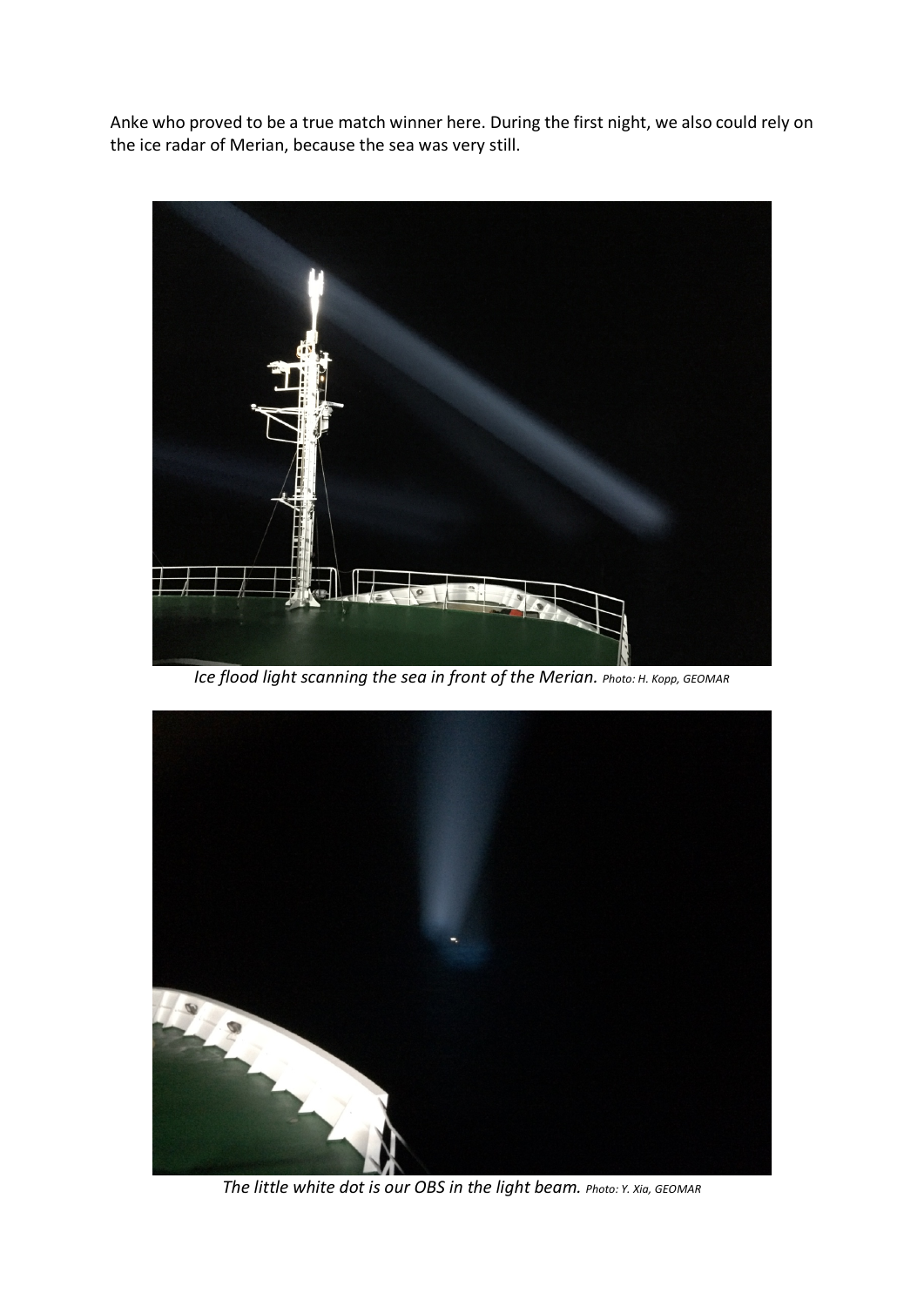Anke who proved to be a true match winner here. During the first night, we also could rely on the ice radar of Merian, because the sea was very still.

*Ice flood light scanning the sea in front of the Merian.* Photo: H. Kopp, GEOMAR

*The little white dot is our OBS in the light beam.* Photo: Y. Xia, GEOMAR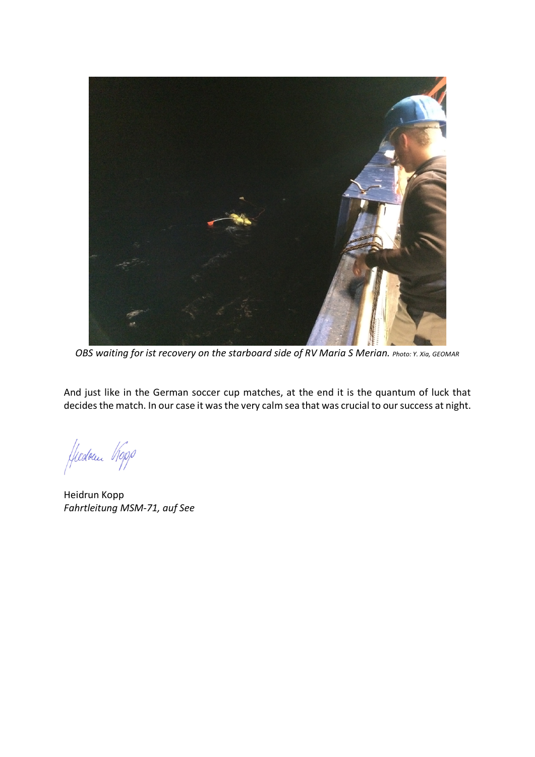*OBS waiting for ist recovery on the starboard side of RV Maria S Merian.* *Photo: Y. Xia, GEOMAR*

And just like in the German soccer cup matches, at the end it is the quantum of luck that decides the match. In our case it was the very calm sea that was crucial to our success at night.

Heidrun Kopp
*Fahrtleitung MSM-71, auf See*